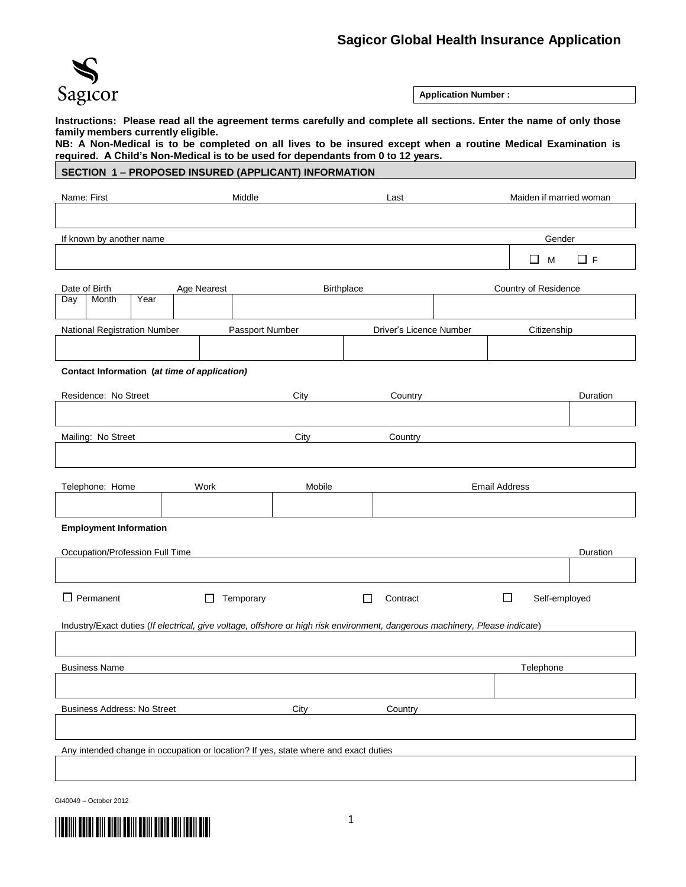# Sagicor Global Health Insurance Application

Sagicor

| Application Number : |
|---|

**Instructions: Please read all the agreement terms carefully and complete all sections. Enter the name of only those family members currently eligible.**

**NB: A Non-Medical is to be completed on all lives to be insured except when a routine Medical Examination is required. A Child's Non-Medical is to be used for dependants from 0 to 12 years.**

## SECTION 1 – PROPOSED INSURED (APPLICANT) INFORMATION

| Name: First | Middle | Last | Maiden if married woman |
|---|---|---|---|
| | | | |

| If known by another name | Gender |
|---|---|
| | ☐ M ☐ F |

| Date of Birth | | | Age Nearest | Birthplace | Country of Residence |
|---|---|---|---|---|---|
| Day | Month | Year | | | |

| National Registration Number | Passport Number | Driver's Licence Number | Citizenship |
|---|---|---|---|
| | | | |

**Contact Information (*at time of application)***

| Residence: No Street | City | Country | Duration |
|---|---|---|---|
| | | | |

| Mailing: No Street | City | Country |
|---|---|---|
| | | |

| Telephone: Home | Work | Mobile | Email Address |
|---|---|---|---|
| | | | |

**Employment Information**

| Occupation/Profession Full Time | Duration |
|---|---|
| | |

☐ Permanent ☐ Temporary ☐ Contract ☐ Self-employed

| Industry/Exact duties (*If electrical, give voltage, offshore or high risk environment, dangerous machinery, Please indicate*) |
|---|
| |

| Business Name | Telephone |
|---|---|
| | |

| Business Address: No Street | City | Country |
|---|---|---|
| | | |

| Any intended change in occupation or location? If yes, state where and exact duties |
|---|
| |

GI40049 – October 2012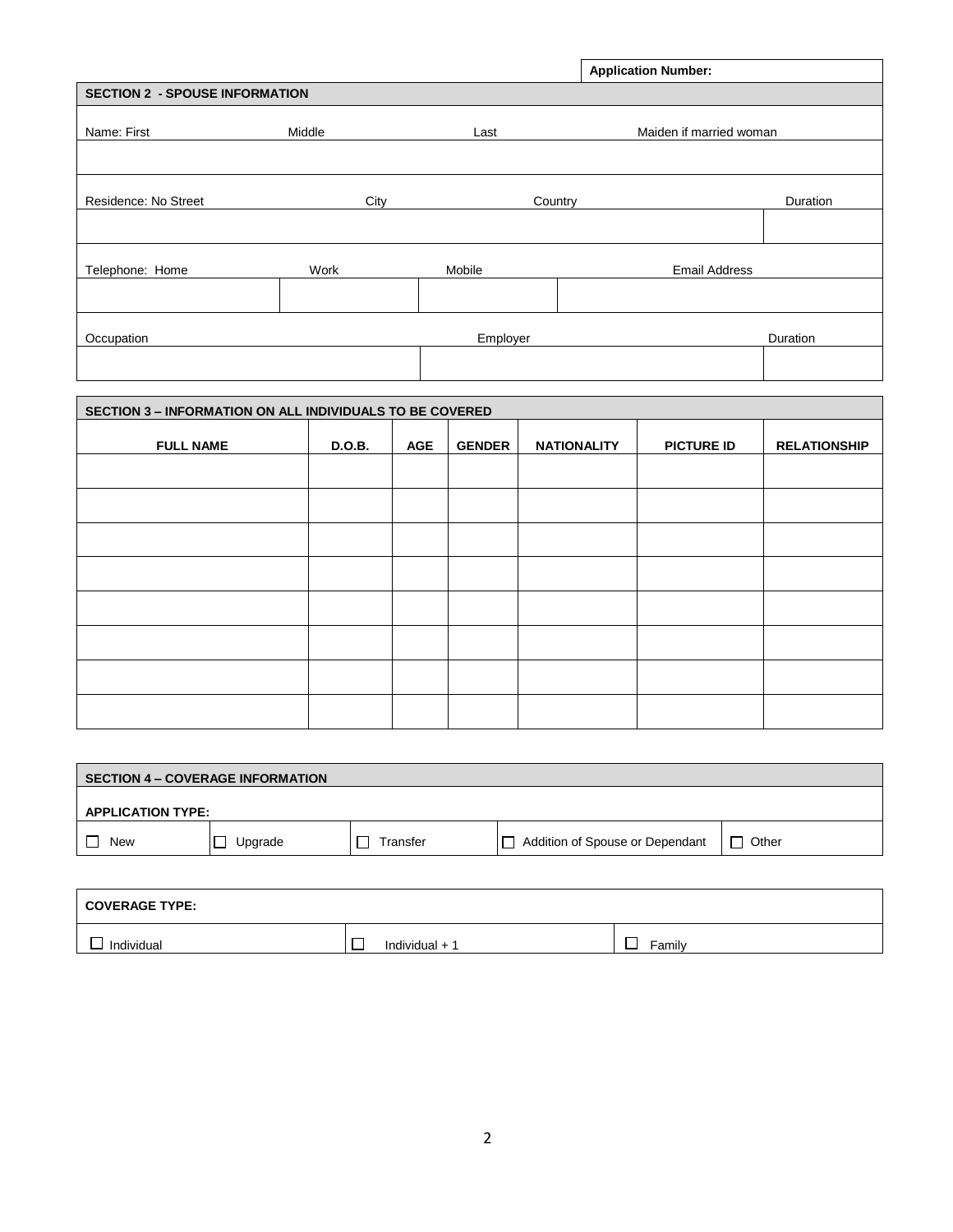| | Application Number: |
|---|---|

## SECTION 2 - SPOUSE INFORMATION

| Name: First | Middle | Last | Maiden if married woman |
|---|---|---|---|
| | | | |

| Residence: No Street | City | Country | Duration |
|---|---|---|---|
| | | | |

| Telephone: Home | Work | Mobile | Email Address |
|---|---|---|---|
| | | | |

| Occupation | Employer | Duration |
|---|---|---|
| | | |

## SECTION 3 – INFORMATION ON ALL INDIVIDUALS TO BE COVERED

| FULL NAME | D.O.B. | AGE | GENDER | NATIONALITY | PICTURE ID | RELATIONSHIP |
|---|---|---|---|---|---|---|
| | | | | | | |
| | | | | | | |
| | | | | | | |
| | | | | | | |
| | | | | | | |
| | | | | | | |
| | | | | | | |
| | | | | | | |

## SECTION 4 – COVERAGE INFORMATION

**APPLICATION TYPE:**

| | | | | |
|---|---|---|---|---|
| ☐ New | ☐ Upgrade | ☐ Transfer | ☐ Addition of Spouse or Dependant | ☐ Other |

**COVERAGE TYPE:**

| | | |
|---|---|---|
| ☐ Individual | ☐ Individual + 1 | ☐ Family |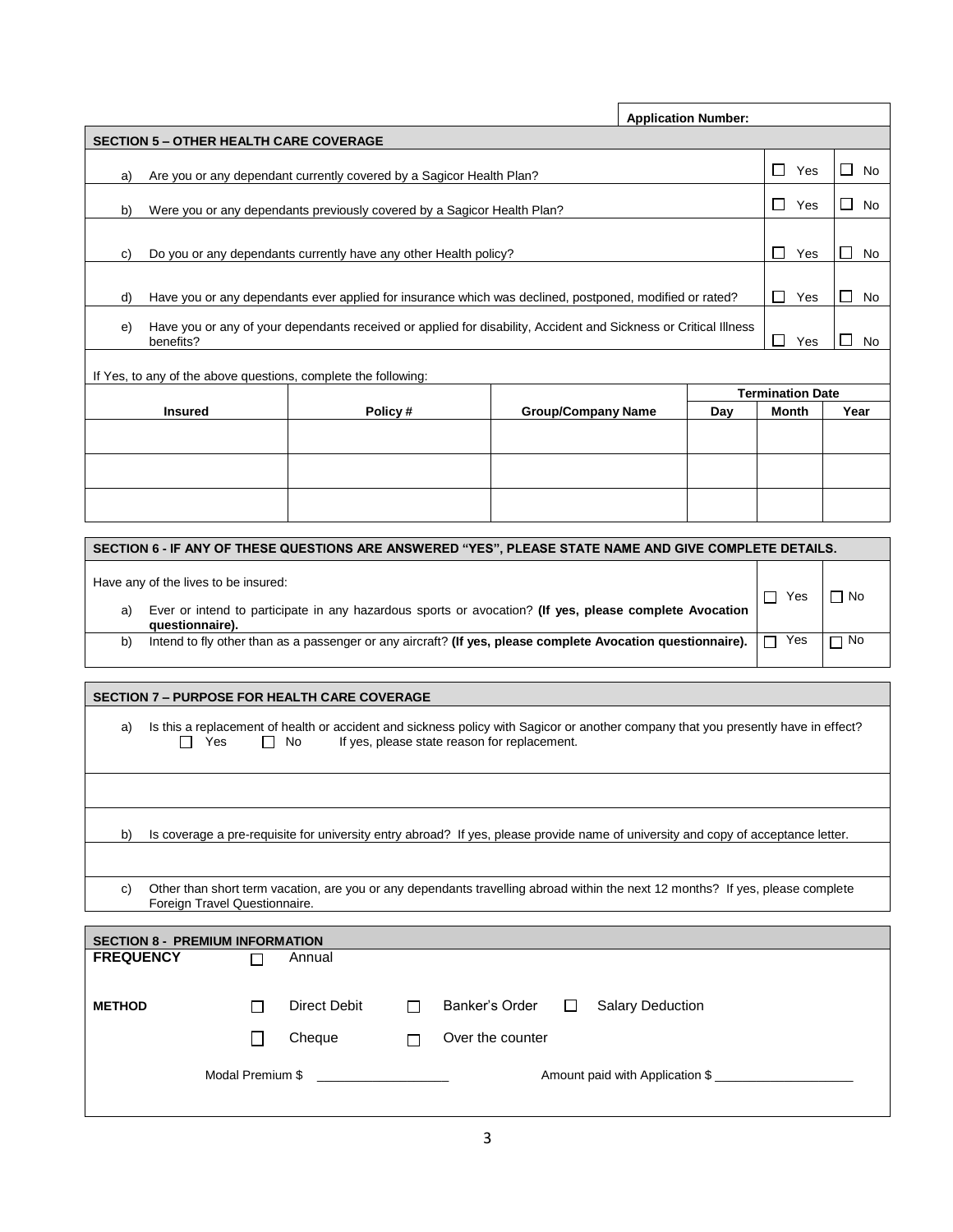| Application Number: | |
|---|---|

## SECTION 5 – OTHER HEALTH CARE COVERAGE

| | | | |
|---|---|---|---|
| a) | Are you or any dependant currently covered by a Sagicor Health Plan? | ☐ Yes | ☐ No |
| b) | Were you or any dependants previously covered by a Sagicor Health Plan? | ☐ Yes | ☐ No |
| c) | Do you or any dependants currently have any other Health policy? | ☐ Yes | ☐ No |
| d) | Have you or any dependants ever applied for insurance which was declined, postponed, modified or rated? | ☐ Yes | ☐ No |
| e) | Have you or any of your dependants received or applied for disability, Accident and Sickness or Critical Illness benefits? | ☐ Yes | ☐ No |

If Yes, to any of the above questions, complete the following:

| Insured | Policy # | Group/Company Name | Termination Date | | |
|---|---|---|---|---|---|
| | | | Day | Month | Year |
| | | | | | |
| | | | | | |
| | | | | | |

## SECTION 6 - IF ANY OF THESE QUESTIONS ARE ANSWERED "YES", PLEASE STATE NAME AND GIVE COMPLETE DETAILS.

Have any of the lives to be insured:

| | | | |
|---|---|---|---|
| a) | Ever or intend to participate in any hazardous sports or avocation? **(If yes, please complete Avocation questionnaire).** | ☐ Yes | ☐ No |
| b) | Intend to fly other than as a passenger or any aircraft? **(If yes, please complete Avocation questionnaire).** | ☐ Yes | ☐ No |

## SECTION 7 – PURPOSE FOR HEALTH CARE COVERAGE

a) Is this a replacement of health or accident and sickness policy with Sagicor or another company that you presently have in effect? ☐ Yes ☐ No If yes, please state reason for replacement.

b) Is coverage a pre-requisite for university entry abroad? If yes, please provide name of university and copy of acceptance letter.

c) Other than short term vacation, are you or any dependants travelling abroad within the next 12 months? If yes, please complete Foreign Travel Questionnaire.

## SECTION 8 - PREMIUM INFORMATION

**FREQUENCY** ☐ Annual

**METHOD** ☐ Direct Debit ☐ Banker's Order ☐ Salary Deduction

☐ Cheque ☐ Over the counter

Modal Premium $ ___________________ Amount paid with Application $ ___________________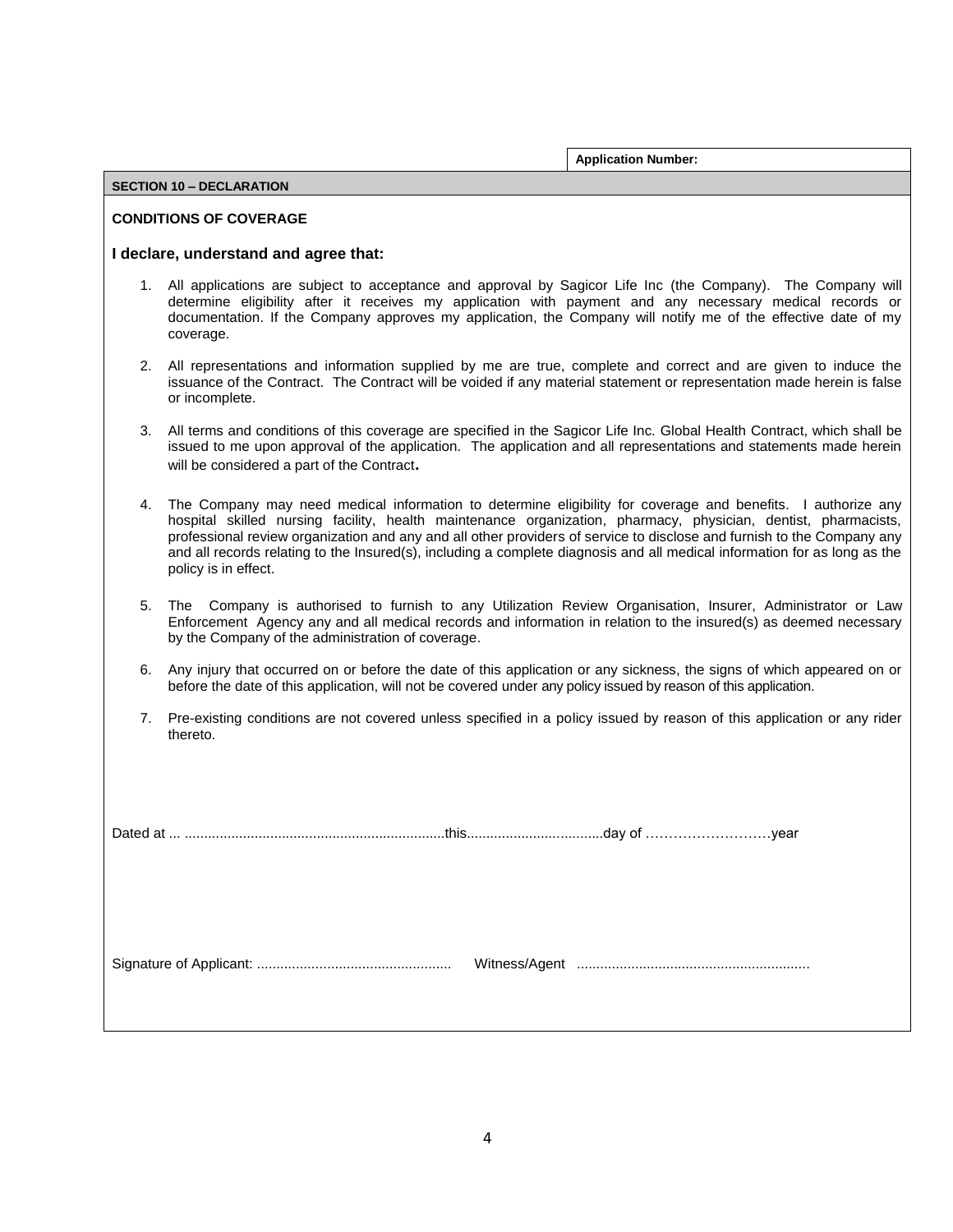**Application Number:**

**SECTION 10 – DECLARATION**

**CONDITIONS OF COVERAGE**

**I declare, understand and agree that:**

1. All applications are subject to acceptance and approval by Sagicor Life Inc (the Company). The Company will determine eligibility after it receives my application with payment and any necessary medical records or documentation. If the Company approves my application, the Company will notify me of the effective date of my coverage.

2. All representations and information supplied by me are true, complete and correct and are given to induce the issuance of the Contract. The Contract will be voided if any material statement or representation made herein is false or incomplete.

3. All terms and conditions of this coverage are specified in the Sagicor Life Inc. Global Health Contract, which shall be issued to me upon approval of the application. The application and all representations and statements made herein will be considered a part of the Contract**.**

4. The Company may need medical information to determine eligibility for coverage and benefits. I authorize any hospital skilled nursing facility, health maintenance organization, pharmacy, physician, dentist, pharmacists, professional review organization and any and all other providers of service to disclose and furnish to the Company any and all records relating to the Insured(s), including a complete diagnosis and all medical information for as long as the policy is in effect.

5. The Company is authorised to furnish to any Utilization Review Organisation, Insurer, Administrator or Law Enforcement Agency any and all medical records and information in relation to the insured(s) as deemed necessary by the Company of the administration of coverage.

6. Any injury that occurred on or before the date of this application or any sickness, the signs of which appeared on or before the date of this application, will not be covered under any policy issued by reason of this application.

7. Pre-existing conditions are not covered unless specified in a policy issued by reason of this application or any rider thereto.

Dated at ... ....................................................................this....................................day of ………………………year

Signature of Applicant: ..................................................   Witness/Agent ............................................................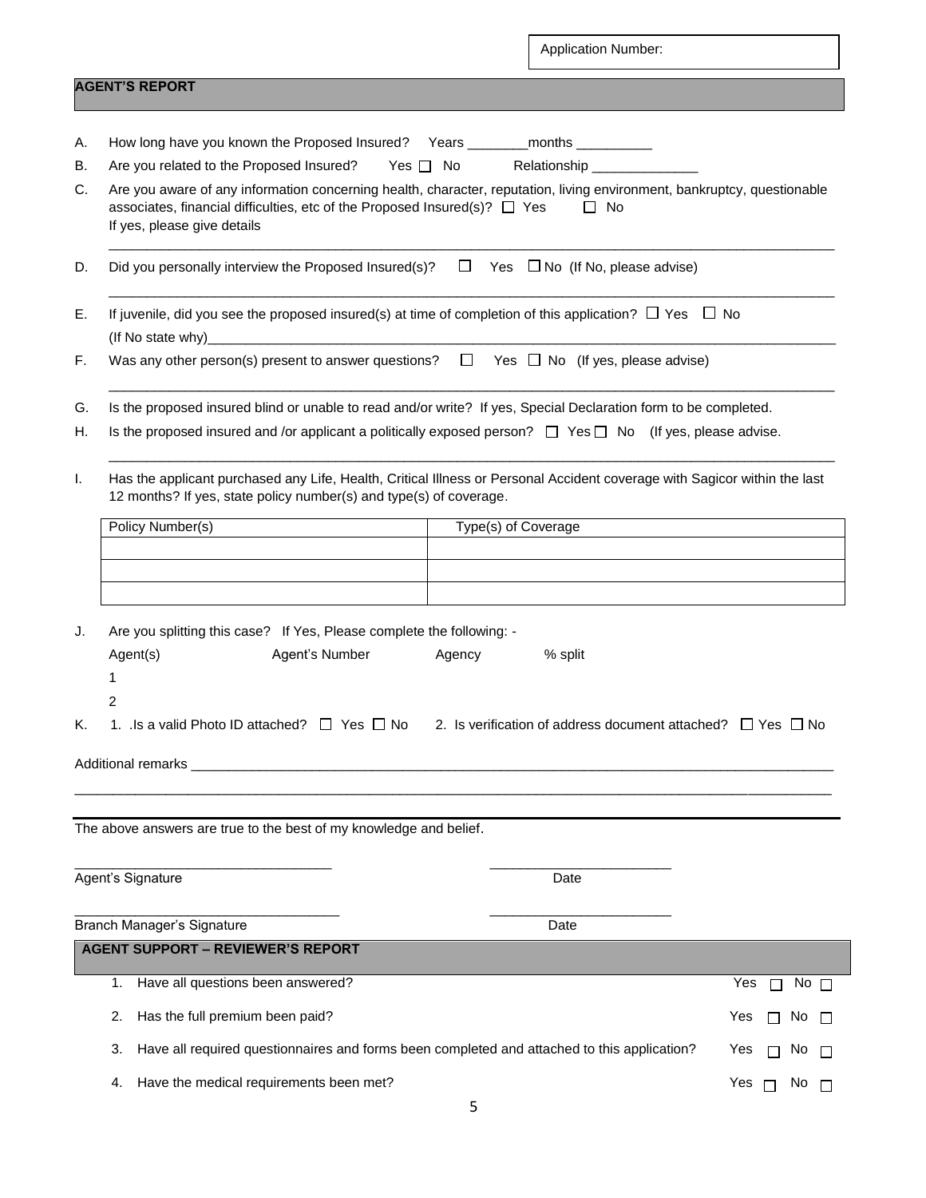Application Number:

## AGENT'S REPORT

A. How long have you known the Proposed Insured? Years ________months __________

B. Are you related to the Proposed Insured? Yes ☐ No Relationship ______________

C. Are you aware of any information concerning health, character, reputation, living environment, bankruptcy, questionable associates, financial difficulties, etc of the Proposed Insured(s)? ☐ Yes ☐ No
If yes, please give details
_______________________________________________________________________________________________

D. Did you personally interview the Proposed Insured(s)? ☐ Yes ☐ No (If No, please advise)
_______________________________________________________________________________________________

E. If juvenile, did you see the proposed insured(s) at time of completion of this application? ☐ Yes ☐ No
(If No state why)_______________________________________________________________________________

F. Was any other person(s) present to answer questions? ☐ Yes ☐ No (If yes, please advise)
_______________________________________________________________________________________________

G. Is the proposed insured blind or unable to read and/or write? If yes, Special Declaration form to be completed.

H. Is the proposed insured and /or applicant a politically exposed person? ☐ Yes ☐ No (If yes, please advise.
_______________________________________________________________________________________________

I. Has the applicant purchased any Life, Health, Critical Illness or Personal Accident coverage with Sagicor within the last 12 months? If yes, state policy number(s) and type(s) of coverage.

| Policy Number(s) | Type(s) of Coverage |
|---|---|
| | |
| | |
| | |

J. Are you splitting this case? If Yes, Please complete the following: -

| Agent(s) | Agent's Number | Agency | % split |
|---|---|---|---|
| 1 | | | |
| 2 | | | |

K. 1. .Is a valid Photo ID attached? ☐ Yes ☐ No 2. Is verification of address document attached? ☐ Yes ☐ No

Additional remarks _______________________________________________________________________________
_______________________________________________________________________________________________

The above answers are true to the best of my knowledge and belief.

_________________________________ _______________________
Agent's Signature Date

_________________________________ _______________________
Branch Manager's Signature Date

## AGENT SUPPORT – REVIEWER'S REPORT

1. Have all questions been answered? Yes ☐ No ☐
2. Has the full premium been paid? Yes ☐ No ☐
3. Have all required questionnaires and forms been completed and attached to this application? Yes ☐ No ☐
4. Have the medical requirements been met? Yes ☐ No ☐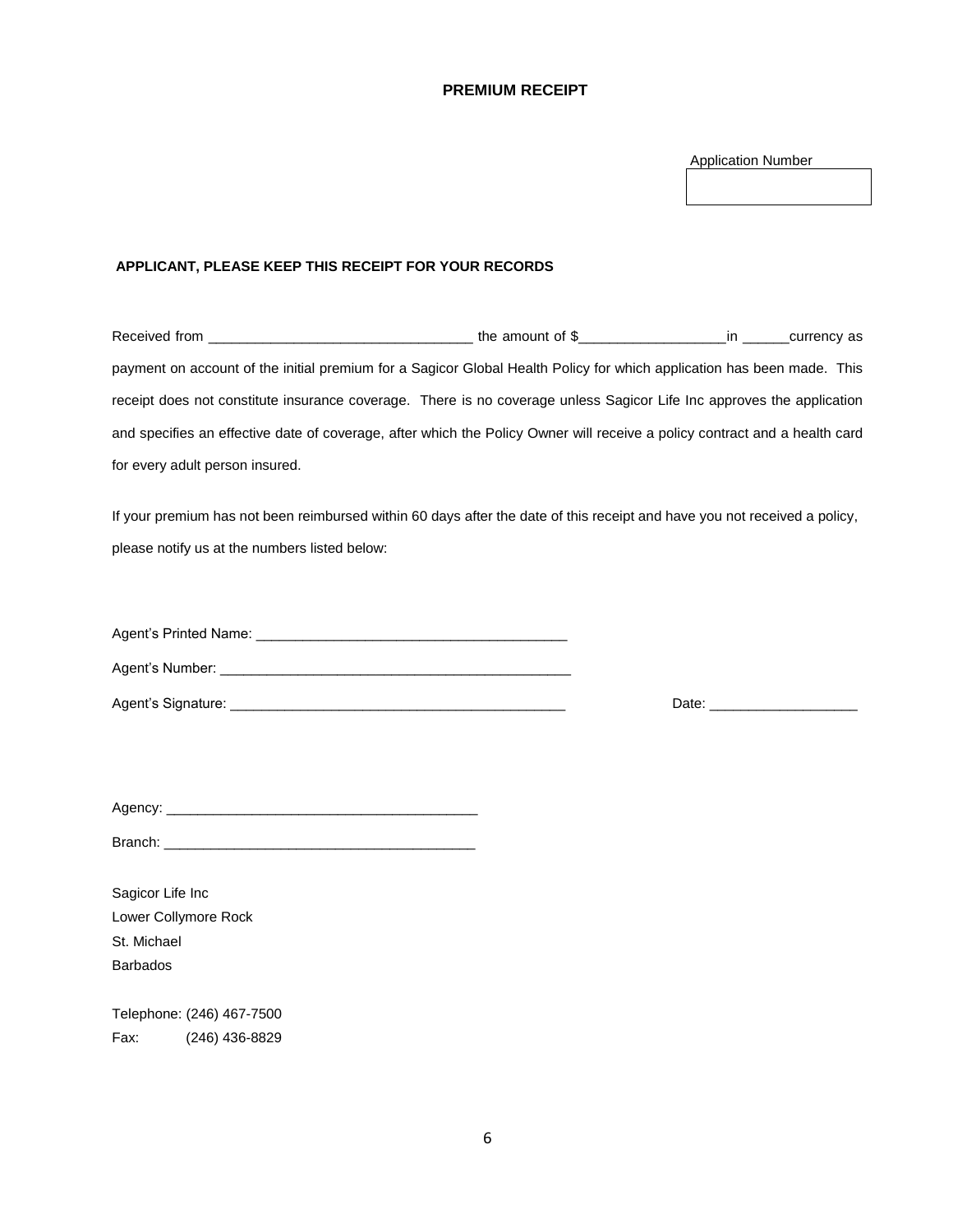# PREMIUM RECEIPT

Application Number

|  |
| --- |
|  |

**APPLICANT, PLEASE KEEP THIS RECEIPT FOR YOUR RECORDS**

Received from _________________________________ the amount of $___________________in ______currency as payment on account of the initial premium for a Sagicor Global Health Policy for which application has been made. This receipt does not constitute insurance coverage. There is no coverage unless Sagicor Life Inc approves the application and specifies an effective date of coverage, after which the Policy Owner will receive a policy contract and a health card for every adult person insured.

If your premium has not been reimbursed within 60 days after the date of this receipt and have you not received a policy, please notify us at the numbers listed below:

Agent's Printed Name: ________________________________________

Agent's Number: ____________________________________________

Agent's Signature: ___________________________________________ Date: ___________________

Agency: _______________________________________

Branch: _______________________________________

Sagicor Life Inc
Lower Collymore Rock
St. Michael
Barbados

Telephone: (246) 467-7500
Fax: (246) 436-8829